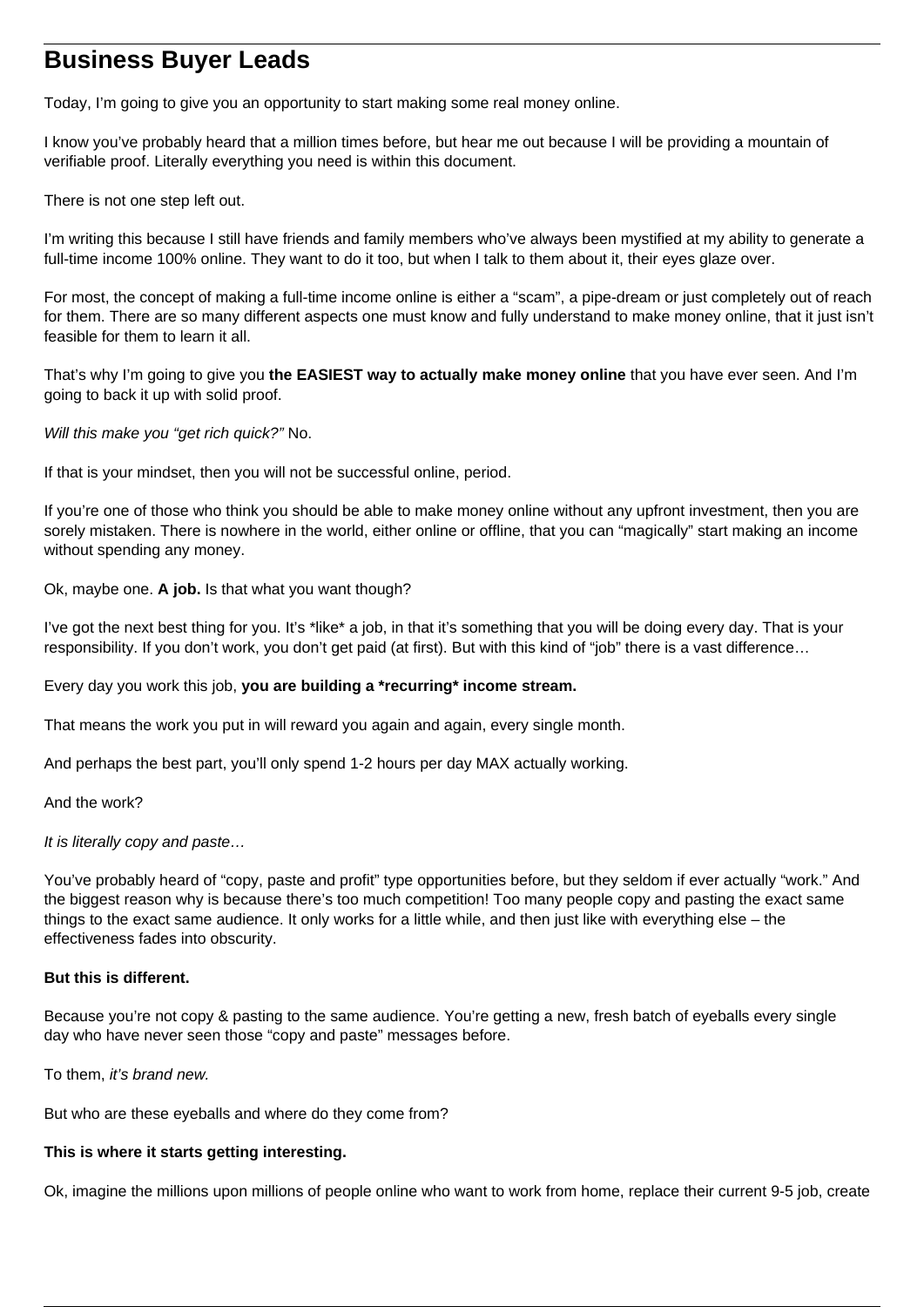# Business Buyer Leads

Today, I'm going to give you an opportunity to start making some real money online.

I know you've probably heard that a million times before, but hear me out because I will be providing a mountain of verifiable proof. Literally everything you need is within this document.

There is not one step left out.

I'm writing this because I still have friends and family members who've always been mystified at my ability to generate a full-time income 100% online. They want to do it too, but when I talk to them about it, their eyes glaze over.

For most, the concept of making a full-time income online is either a "scam", a pipe-dream or just completely out of reach for them. There are so many different aspects one must know and fully understand to make money online, that it just isn't feasible for them to learn it all.

That's why I'm going to give you **the EASIEST way to actually make money online** that you have ever seen. And I'm going to back it up with solid proof.

*Will this make you "get rich quick?"* No.

If that is your mindset, then you will not be successful online, period.

If you're one of those who think you should be able to make money online without any upfront investment, then you are sorely mistaken. There is nowhere in the world, either online or offline, that you can "magically" start making an income without spending any money.

Ok, maybe one. **A job.** Is that what you want though?

I've got the next best thing for you. It's *like* a job, in that it's something that you will be doing every day. That is your responsibility. If you don't work, you don't get paid (at first). But with this kind of "job" there is a vast difference…

Every day you work this job, **you are building a *recurring* income stream.**

That means the work you put in will reward you again and again, every single month.

And perhaps the best part, you'll only spend 1-2 hours per day MAX actually working.

And the work?

*It is literally copy and paste…*

You've probably heard of "copy, paste and profit" type opportunities before, but they seldom if ever actually "work." And the biggest reason why is because there's too much competition! Too many people copy and pasting the exact same things to the exact same audience. It only works for a little while, and then just like with everything else – the effectiveness fades into obscurity.

**But this is different.**

Because you're not copy & pasting to the same audience. You're getting a new, fresh batch of eyeballs every single day who have never seen those "copy and paste" messages before.

To them, *it's brand new.*

But who are these eyeballs and where do they come from?

**This is where it starts getting interesting.**

Ok, imagine the millions upon millions of people online who want to work from home, replace their current 9-5 job, create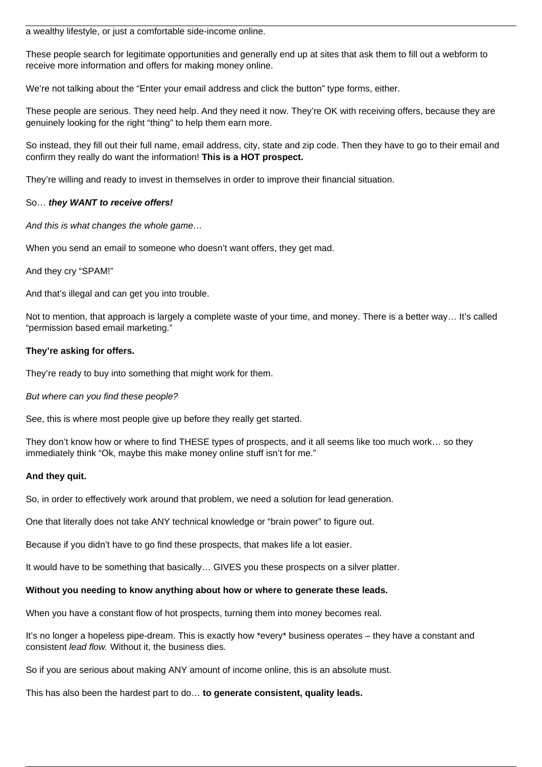a wealthy lifestyle, or just a comfortable side-income online.

These people search for legitimate opportunities and generally end up at sites that ask them to fill out a webform to receive more information and offers for making money online.

We're not talking about the "Enter your email address and click the button" type forms, either.

These people are serious. They need help. And they need it now. They're OK with receiving offers, because they are genuinely looking for the right "thing" to help them earn more.

So instead, they fill out their full name, email address, city, state and zip code. Then they have to go to their email and confirm they really do want the information! **This is a HOT prospect.**

They're willing and ready to invest in themselves in order to improve their financial situation.

So… ***they WANT to receive offers!***

*And this is what changes the whole game…*

When you send an email to someone who doesn't want offers, they get mad.

And they cry "SPAM!"

And that's illegal and can get you into trouble.

Not to mention, that approach is largely a complete waste of your time, and money. There is a better way… It's called "permission based email marketing."

**They're asking for offers.**

They're ready to buy into something that might work for them.

*But where can you find these people?*

See, this is where most people give up before they really get started.

They don't know how or where to find THESE types of prospects, and it all seems like too much work… so they immediately think "Ok, maybe this make money online stuff isn't for me."

**And they quit.**

So, in order to effectively work around that problem, we need a solution for lead generation.

One that literally does not take ANY technical knowledge or "brain power" to figure out.

Because if you didn't have to go find these prospects, that makes life a lot easier.

It would have to be something that basically… GIVES you these prospects on a silver platter.

**Without you needing to know anything about how or where to generate these leads.**

When you have a constant flow of hot prospects, turning them into money becomes real.

It's no longer a hopeless pipe-dream. This is exactly how *every* business operates – they have a constant and consistent *lead flow.* Without it, the business dies.

So if you are serious about making ANY amount of income online, this is an absolute must.

This has also been the hardest part to do… **to generate consistent, quality leads.**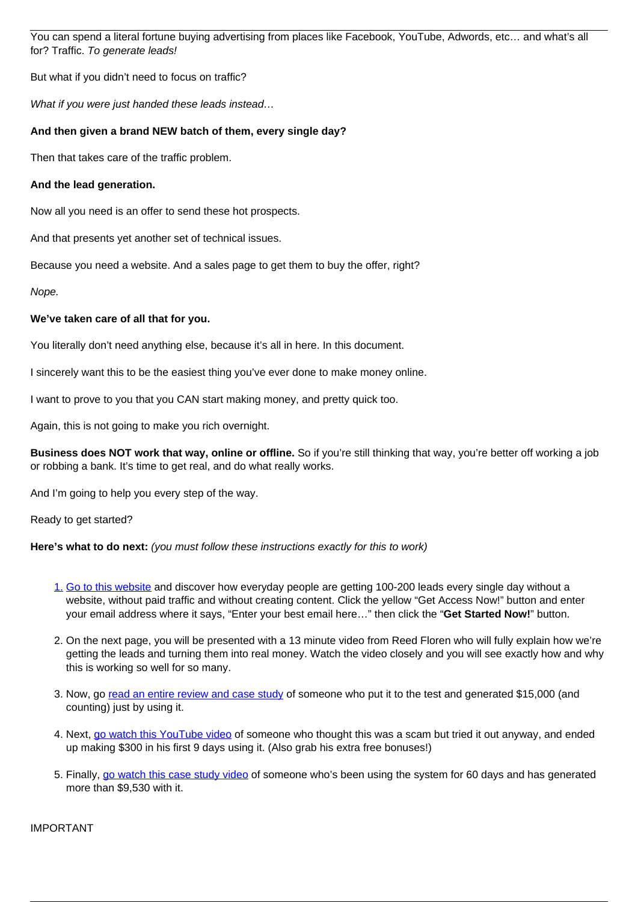You can spend a literal fortune buying advertising from places like Facebook, YouTube, Adwords, etc… and what's all for? Traffic. *To generate leads!*

But what if you didn't need to focus on traffic?

*What if you were just handed these leads instead…*

**And then given a brand NEW batch of them, every single day?**

Then that takes care of the traffic problem.

**And the lead generation.**

Now all you need is an offer to send these hot prospects.

And that presents yet another set of technical issues.

Because you need a website. And a sales page to get them to buy the offer, right?

*Nope.*

**We've taken care of all that for you.**

You literally don't need anything else, because it's all in here. In this document.

I sincerely want this to be the easiest thing you've ever done to make money online.

I want to prove to you that you CAN start making money, and pretty quick too.

Again, this is not going to make you rich overnight.

**Business does NOT work that way, online or offline.** So if you're still thinking that way, you're better off working a job or robbing a bank. It's time to get real, and do what really works.

And I'm going to help you every step of the way.

Ready to get started?

**Here's what to do next:** *(you must follow these instructions exactly for this to work)*

1. Go to this website and discover how everyday people are getting 100-200 leads every single day without a website, without paid traffic and without creating content. Click the yellow "Get Access Now!" button and enter your email address where it says, "Enter your best email here…" then click the "**Get Started Now!**" button.
2. On the next page, you will be presented with a 13 minute video from Reed Floren who will fully explain how we're getting the leads and turning them into real money. Watch the video closely and you will see exactly how and why this is working so well for so many.
3. Now, go read an entire review and case study of someone who put it to the test and generated $15,000 (and counting) just by using it.
4. Next, go watch this YouTube video of someone who thought this was a scam but tried it out anyway, and ended up making $300 in his first 9 days using it. (Also grab his extra free bonuses!)
5. Finally, go watch this case study video of someone who's been using the system for 60 days and has generated more than $9,530 with it.

IMPORTANT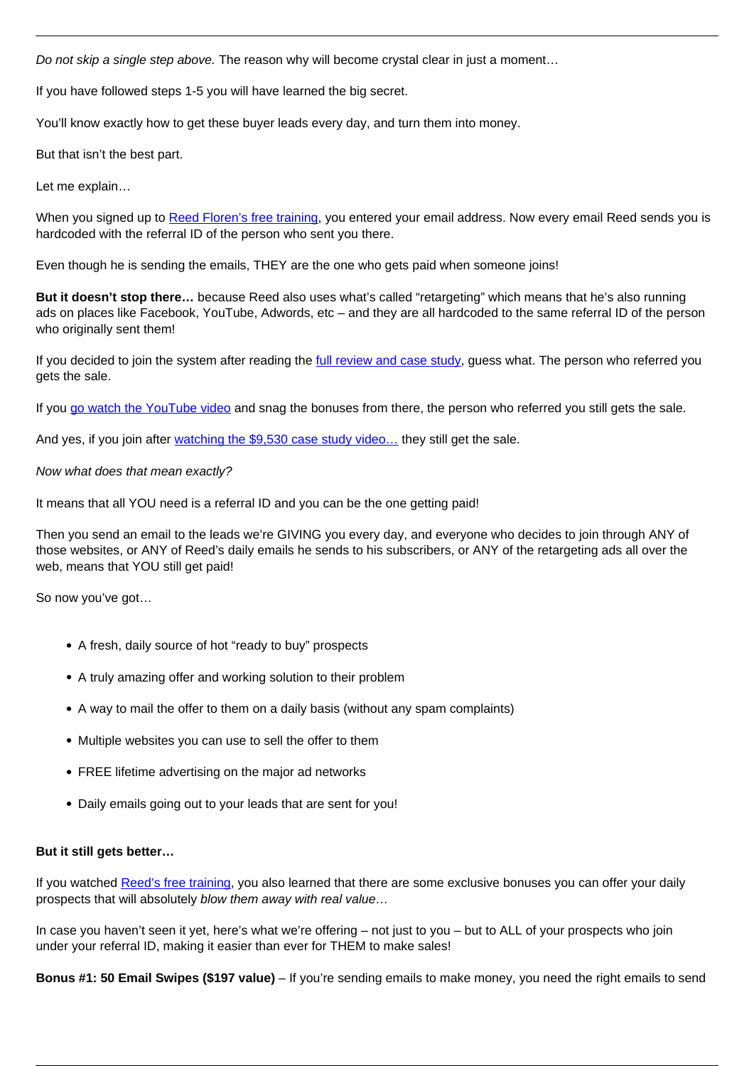*Do not skip a single step above.* The reason why will become crystal clear in just a moment…

If you have followed steps 1-5 you will have learned the big secret.

You'll know exactly how to get these buyer leads every day, and turn them into money.

But that isn't the best part.

Let me explain…

When you signed up to Reed Floren's free training, you entered your email address. Now every email Reed sends you is hardcoded with the referral ID of the person who sent you there.

Even though he is sending the emails, THEY are the one who gets paid when someone joins!

**But it doesn't stop there…** because Reed also uses what's called "retargeting" which means that he's also running ads on places like Facebook, YouTube, Adwords, etc – and they are all hardcoded to the same referral ID of the person who originally sent them!

If you decided to join the system after reading the full review and case study, guess what. The person who referred you gets the sale.

If you go watch the YouTube video and snag the bonuses from there, the person who referred you still gets the sale.

And yes, if you join after watching the $9,530 case study video… they still get the sale.

*Now what does that mean exactly?*

It means that all YOU need is a referral ID and you can be the one getting paid!

Then you send an email to the leads we're GIVING you every day, and everyone who decides to join through ANY of those websites, or ANY of Reed's daily emails he sends to his subscribers, or ANY of the retargeting ads all over the web, means that YOU still get paid!

So now you've got…

- A fresh, daily source of hot "ready to buy" prospects
- A truly amazing offer and working solution to their problem
- A way to mail the offer to them on a daily basis (without any spam complaints)
- Multiple websites you can use to sell the offer to them
- FREE lifetime advertising on the major ad networks
- Daily emails going out to your leads that are sent for you!

**But it still gets better…**

If you watched Reed's free training, you also learned that there are some exclusive bonuses you can offer your daily prospects that will absolutely *blow them away with real value…*

In case you haven't seen it yet, here's what we're offering – not just to you – but to ALL of your prospects who join under your referral ID, making it easier than ever for THEM to make sales!

**Bonus #1: 50 Email Swipes ($197 value)** – If you're sending emails to make money, you need the right emails to send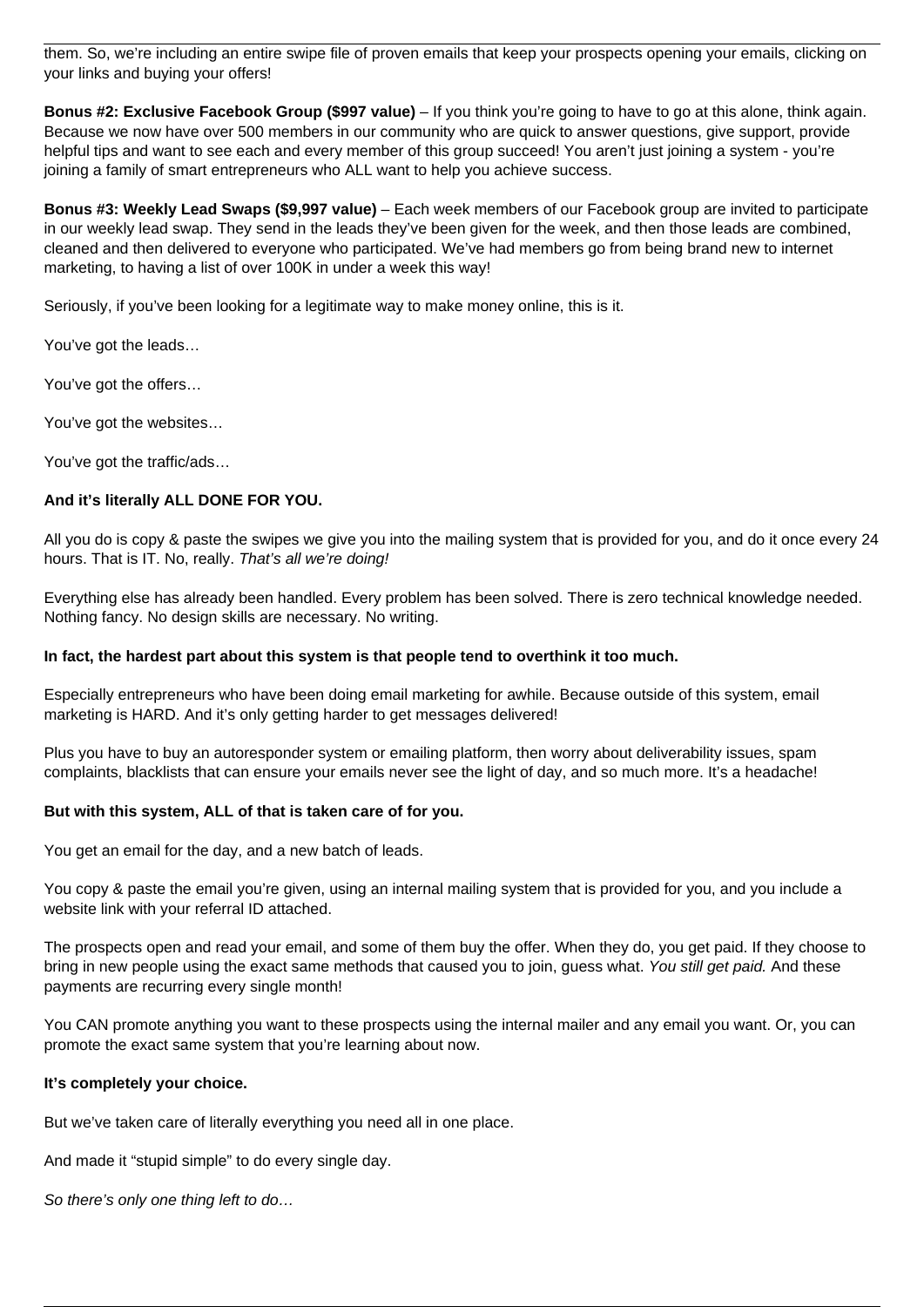them. So, we're including an entire swipe file of proven emails that keep your prospects opening your emails, clicking on your links and buying your offers!

**Bonus #2: Exclusive Facebook Group ($997 value)** – If you think you're going to have to go at this alone, think again. Because we now have over 500 members in our community who are quick to answer questions, give support, provide helpful tips and want to see each and every member of this group succeed! You aren't just joining a system - you're joining a family of smart entrepreneurs who ALL want to help you achieve success.

**Bonus #3: Weekly Lead Swaps ($9,997 value)** – Each week members of our Facebook group are invited to participate in our weekly lead swap. They send in the leads they've been given for the week, and then those leads are combined, cleaned and then delivered to everyone who participated. We've had members go from being brand new to internet marketing, to having a list of over 100K in under a week this way!

Seriously, if you've been looking for a legitimate way to make money online, this is it.

You've got the leads…

You've got the offers…

You've got the websites…

You've got the traffic/ads…

**And it's literally ALL DONE FOR YOU.**

All you do is copy & paste the swipes we give you into the mailing system that is provided for you, and do it once every 24 hours. That is IT. No, really. *That's all we're doing!*

Everything else has already been handled. Every problem has been solved. There is zero technical knowledge needed. Nothing fancy. No design skills are necessary. No writing.

**In fact, the hardest part about this system is that people tend to overthink it too much.**

Especially entrepreneurs who have been doing email marketing for awhile. Because outside of this system, email marketing is HARD. And it's only getting harder to get messages delivered!

Plus you have to buy an autoresponder system or emailing platform, then worry about deliverability issues, spam complaints, blacklists that can ensure your emails never see the light of day, and so much more. It's a headache!

**But with this system, ALL of that is taken care of for you.**

You get an email for the day, and a new batch of leads.

You copy & paste the email you're given, using an internal mailing system that is provided for you, and you include a website link with your referral ID attached.

The prospects open and read your email, and some of them buy the offer. When they do, you get paid. If they choose to bring in new people using the exact same methods that caused you to join, guess what. *You still get paid.* And these payments are recurring every single month!

You CAN promote anything you want to these prospects using the internal mailer and any email you want. Or, you can promote the exact same system that you're learning about now.

**It's completely your choice.**

But we've taken care of literally everything you need all in one place.

And made it "stupid simple" to do every single day.

*So there's only one thing left to do…*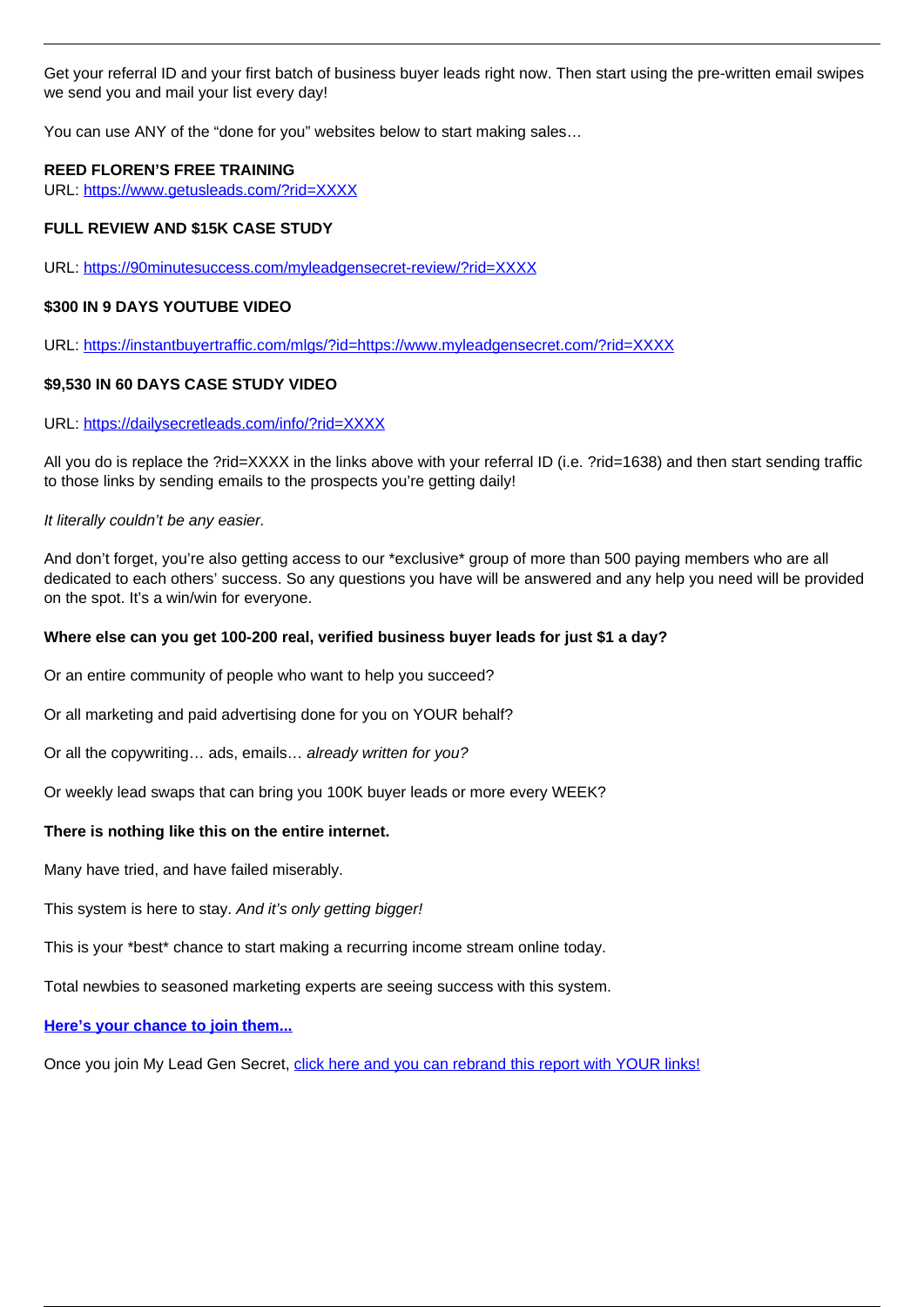Get your referral ID and your first batch of business buyer leads right now. Then start using the pre-written email swipes we send you and mail your list every day!

You can use ANY of the "done for you" websites below to start making sales…

**REED FLOREN'S FREE TRAINING**
URL: [https://www.getusleads.com/?rid=XXXX](https://www.getusleads.com/?rid=XXXX)

**FULL REVIEW AND $15K CASE STUDY**

URL: [https://90minutesuccess.com/myleadgensecret-review/?rid=XXXX](https://90minutesuccess.com/myleadgensecret-review/?rid=XXXX)

**$300 IN 9 DAYS YOUTUBE VIDEO**

URL: [https://instantbuyertraffic.com/mlgs/?id=https://www.myleadgensecret.com/?rid=XXXX](https://instantbuyertraffic.com/mlgs/?id=https://www.myleadgensecret.com/?rid=XXXX)

**$9,530 IN 60 DAYS CASE STUDY VIDEO**

URL: [https://dailysecretleads.com/info/?rid=XXXX](https://dailysecretleads.com/info/?rid=XXXX)

All you do is replace the ?rid=XXXX in the links above with your referral ID (i.e. ?rid=1638) and then start sending traffic to those links by sending emails to the prospects you're getting daily!

*It literally couldn't be any easier.*

And don't forget, you're also getting access to our *exclusive* group of more than 500 paying members who are all dedicated to each others' success. So any questions you have will be answered and any help you need will be provided on the spot. It's a win/win for everyone.

**Where else can you get 100-200 real, verified business buyer leads for just $1 a day?**

Or an entire community of people who want to help you succeed?

Or all marketing and paid advertising done for you on YOUR behalf?

Or all the copywriting… ads, emails… *already written for you?*

Or weekly lead swaps that can bring you 100K buyer leads or more every WEEK?

**There is nothing like this on the entire internet.**

Many have tried, and have failed miserably.

This system is here to stay. *And it's only getting bigger!*

This is your *best* chance to start making a recurring income stream online today.

Total newbies to seasoned marketing experts are seeing success with this system.

**Here's your chance to join them...**

Once you join My Lead Gen Secret, click here and you can rebrand this report with YOUR links!